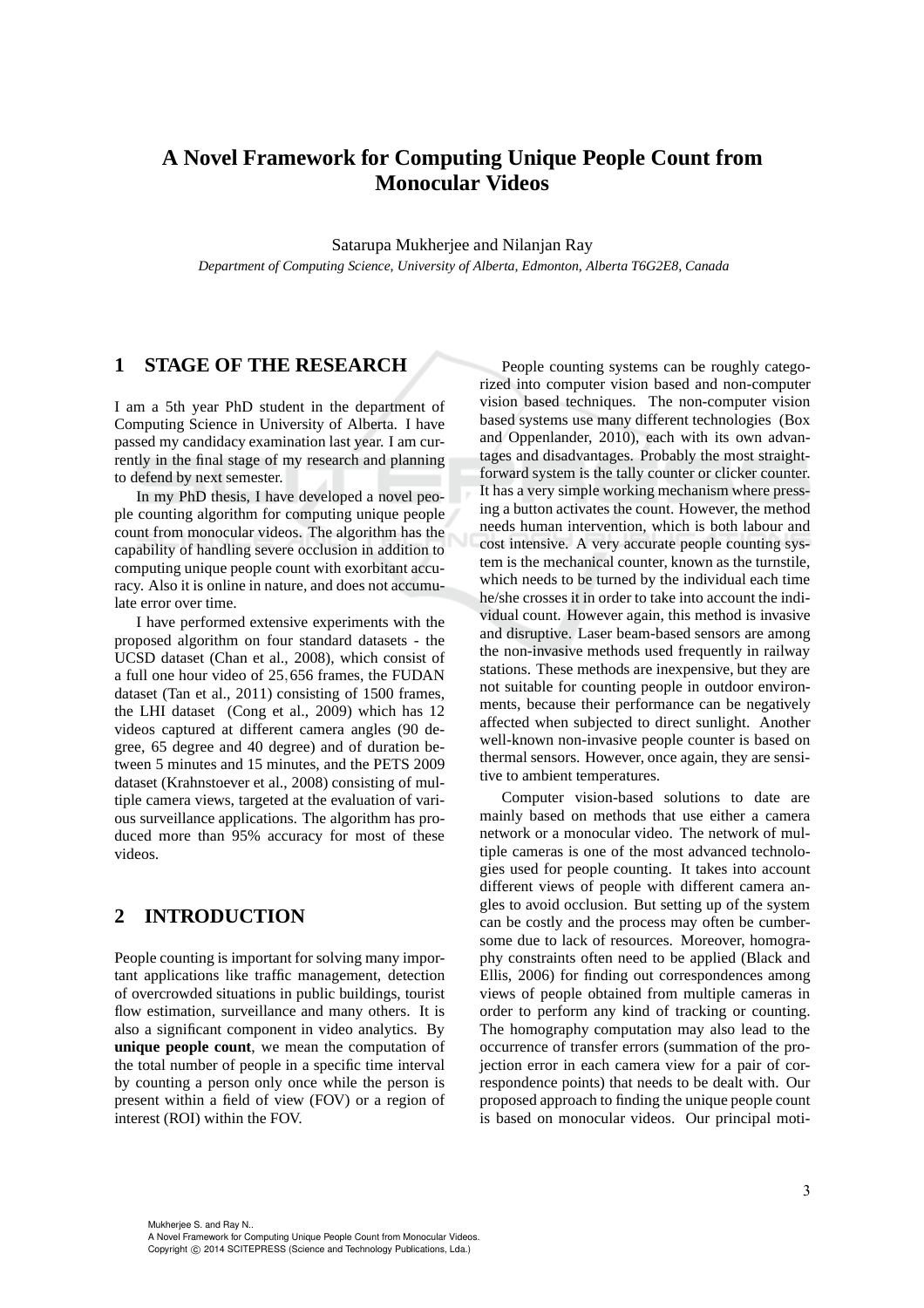# A Novel Framework for Computing Unique People Count from Monocular Videos

Satarupa Mukherjee and Nilanjan Ray

*Department of Computing Science, University of Alberta, Edmonton, Alberta T6G2E8, Canada*

## 1 STAGE OF THE RESEARCH

I am a 5th year PhD student in the department of Computing Science in University of Alberta. I have passed my candidacy examination last year. I am currently in the final stage of my research and planning to defend by next semester.

In my PhD thesis, I have developed a novel people counting algorithm for computing unique people count from monocular videos. The algorithm has the capability of handling severe occlusion in addition to computing unique people count with exorbitant accuracy. Also it is online in nature, and does not accumulate error over time.

I have performed extensive experiments with the proposed algorithm on four standard datasets - the UCSD dataset (Chan et al., 2008), which consist of a full one hour video of 25,656 frames, the FUDAN dataset (Tan et al., 2011) consisting of 1500 frames, the LHI dataset (Cong et al., 2009) which has 12 videos captured at different camera angles (90 degree, 65 degree and 40 degree) and of duration between 5 minutes and 15 minutes, and the PETS 2009 dataset (Krahnstoever et al., 2008) consisting of multiple camera views, targeted at the evaluation of various surveillance applications. The algorithm has produced more than 95% accuracy for most of these videos.

## 2 INTRODUCTION

People counting is important for solving many important applications like traffic management, detection of overcrowded situations in public buildings, tourist flow estimation, surveillance and many others. It is also a significant component in video analytics. By **unique people count**, we mean the computation of the total number of people in a specific time interval by counting a person only once while the person is present within a field of view (FOV) or a region of interest (ROI) within the FOV.

People counting systems can be roughly categorized into computer vision based and non-computer vision based techniques. The non-computer vision based systems use many different technologies (Box and Oppenlander, 2010), each with its own advantages and disadvantages. Probably the most straightforward system is the tally counter or clicker counter. It has a very simple working mechanism where pressing a button activates the count. However, the method needs human intervention, which is both labour and cost intensive. A very accurate people counting system is the mechanical counter, known as the turnstile, which needs to be turned by the individual each time he/she crosses it in order to take into account the individual count. However again, this method is invasive and disruptive. Laser beam-based sensors are among the non-invasive methods used frequently in railway stations. These methods are inexpensive, but they are not suitable for counting people in outdoor environments, because their performance can be negatively affected when subjected to direct sunlight. Another well-known non-invasive people counter is based on thermal sensors. However, once again, they are sensitive to ambient temperatures.

Computer vision-based solutions to date are mainly based on methods that use either a camera network or a monocular video. The network of multiple cameras is one of the most advanced technologies used for people counting. It takes into account different views of people with different camera angles to avoid occlusion. But setting up of the system can be costly and the process may often be cumbersome due to lack of resources. Moreover, homography constraints often need to be applied (Black and Ellis, 2006) for finding out correspondences among views of people obtained from multiple cameras in order to perform any kind of tracking or counting. The homography computation may also lead to the occurrence of transfer errors (summation of the projection error in each camera view for a pair of correspondence points) that needs to be dealt with. Our proposed approach to finding the unique people count is based on monocular videos. Our principal moti-

Mukherjee S. and Ray N..
A Novel Framework for Computing Unique People Count from Monocular Videos.
Copyright © 2014 SCITEPRESS (Science and Technology Publications, Lda.)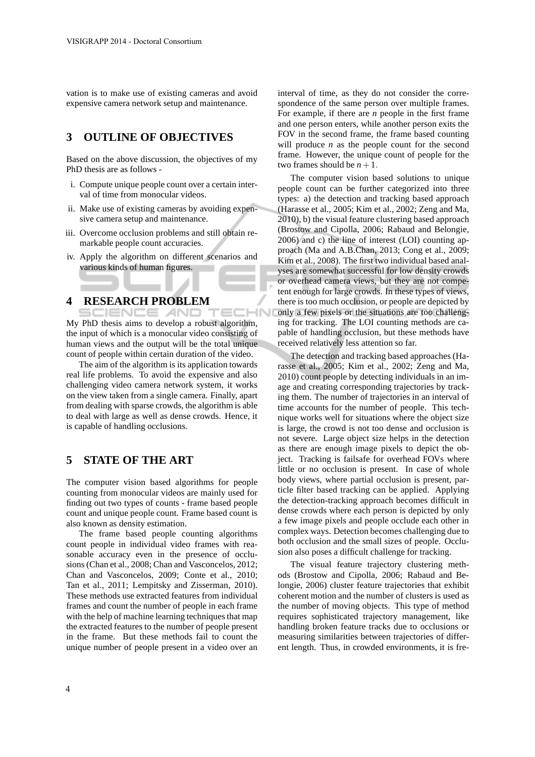vation is to make use of existing cameras and avoid expensive camera network setup and maintenance.

## 3 OUTLINE OF OBJECTIVES

Based on the above discussion, the objectives of my PhD thesis are as follows -

i. Compute unique people count over a certain interval of time from monocular videos.
ii. Make use of existing cameras by avoiding expensive camera setup and maintenance.
iii. Overcome occlusion problems and still obtain remarkable people count accuracies.
iv. Apply the algorithm on different scenarios and various kinds of human figures.

## 4 RESEARCH PROBLEM

My PhD thesis aims to develop a robust algorithm, the input of which is a monocular video consisting of human views and the output will be the total unique count of people within certain duration of the video.

The aim of the algorithm is its application towards real life problems. To avoid the expensive and also challenging video camera network system, it works on the view taken from a single camera. Finally, apart from dealing with sparse crowds, the algorithm is able to deal with large as well as dense crowds. Hence, it is capable of handling occlusions.

## 5 STATE OF THE ART

The computer vision based algorithms for people counting from monocular videos are mainly used for finding out two types of counts - frame based people count and unique people count. Frame based count is also known as density estimation.

The frame based people counting algorithms count people in individual video frames with reasonable accuracy even in the presence of occlusions (Chan et al., 2008; Chan and Vasconcelos, 2012; Chan and Vasconcelos, 2009; Conte et al., 2010; Tan et al., 2011; Lempitsky and Zisserman, 2010). These methods use extracted features from individual frames and count the number of people in each frame with the help of machine learning techniques that map the extracted features to the number of people present in the frame. But these methods fail to count the unique number of people present in a video over an interval of time, as they do not consider the correspondence of the same person over multiple frames. For example, if there are $n$ people in the first frame and one person enters, while another person exits the FOV in the second frame, the frame based counting will produce $n$ as the people count for the second frame. However, the unique count of people for the two frames should be $n+1$.

The computer vision based solutions to unique people count can be further categorized into three types: a) the detection and tracking based approach (Harasse et al., 2005; Kim et al., 2002; Zeng and Ma, 2010), b) the visual feature clustering based approach (Brostow and Cipolla, 2006; Rabaud and Belongie, 2006) and c) the line of interest (LOI) counting approach (Ma and A.B.Chan, 2013; Cong et al., 2009; Kim et al., 2008). The first two individual based analyses are somewhat successful for low density crowds or overhead camera views, but they are not competent enough for large crowds. In these types of views, there is too much occlusion, or people are depicted by only a few pixels or the situations are too challenging for tracking. The LOI counting methods are capable of handling occlusion, but these methods have received relatively less attention so far.

The detection and tracking based approaches (Harasse et al., 2005; Kim et al., 2002; Zeng and Ma, 2010) count people by detecting individuals in an image and creating corresponding trajectories by tracking them. The number of trajectories in an interval of time accounts for the number of people. This technique works well for situations where the object size is large, the crowd is not too dense and occlusion is not severe. Large object size helps in the detection as there are enough image pixels to depict the object. Tracking is failsafe for overhead FOVs where little or no occlusion is present. In case of whole body views, where partial occlusion is present, particle filter based tracking can be applied. Applying the detection-tracking approach becomes difficult in dense crowds where each person is depicted by only a few image pixels and people occlude each other in complex ways. Detection becomes challenging due to both occlusion and the small sizes of people. Occlusion also poses a difficult challenge for tracking.

The visual feature trajectory clustering methods (Brostow and Cipolla, 2006; Rabaud and Belongie, 2006) cluster feature trajectories that exhibit coherent motion and the number of clusters is used as the number of moving objects. This type of method requires sophisticated trajectory management, like handling broken feature tracks due to occlusions or measuring similarities between trajectories of different length. Thus, in crowded environments, it is fre-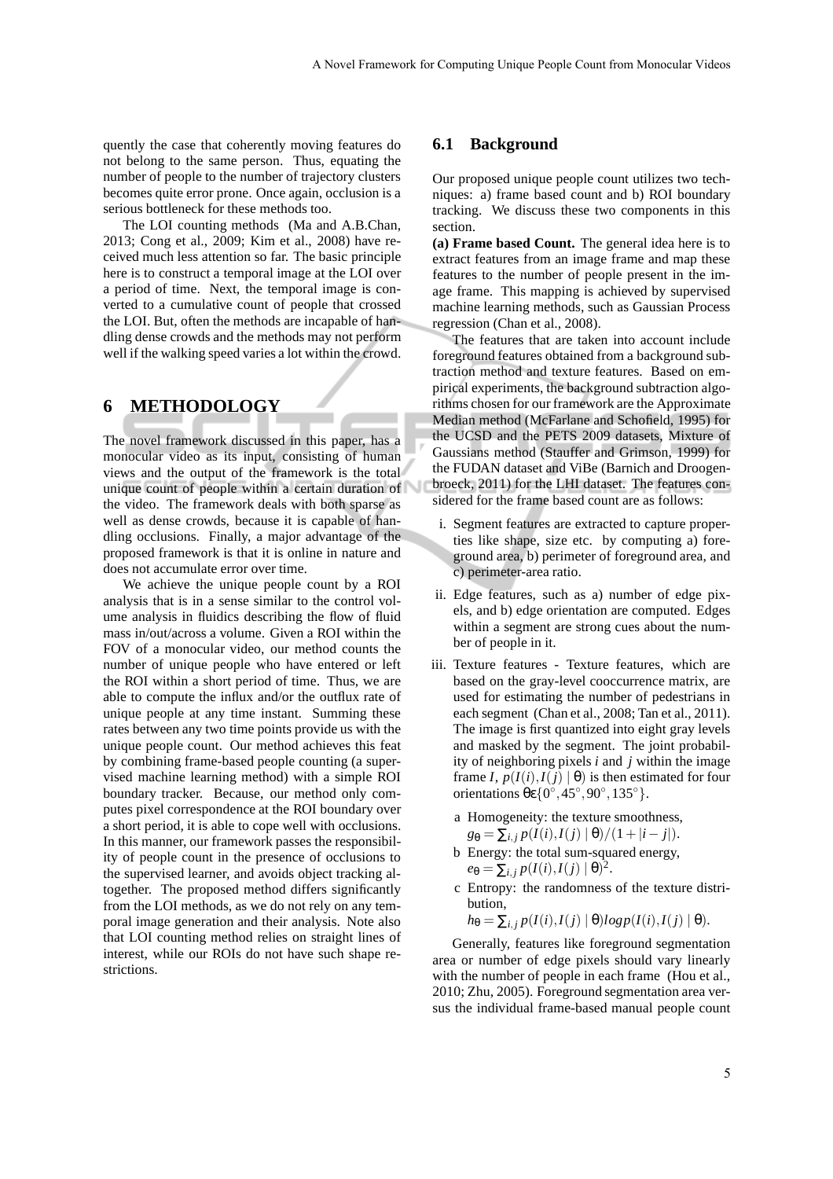quently the case that coherently moving features do not belong to the same person. Thus, equating the number of people to the number of trajectory clusters becomes quite error prone. Once again, occlusion is a serious bottleneck for these methods too.

The LOI counting methods (Ma and A.B.Chan, 2013; Cong et al., 2009; Kim et al., 2008) have received much less attention so far. The basic principle here is to construct a temporal image at the LOI over a period of time. Next, the temporal image is converted to a cumulative count of people that crossed the LOI. But, often the methods are incapable of handling dense crowds and the methods may not perform well if the walking speed varies a lot within the crowd.

# 6 METHODOLOGY

The novel framework discussed in this paper, has a monocular video as its input, consisting of human views and the output of the framework is the total unique count of people within a certain duration of the video. The framework deals with both sparse as well as dense crowds, because it is capable of handling occlusions. Finally, a major advantage of the proposed framework is that it is online in nature and does not accumulate error over time.

We achieve the unique people count by a ROI analysis that is in a sense similar to the control volume analysis in fluidics describing the flow of fluid mass in/out/across a volume. Given a ROI within the FOV of a monocular video, our method counts the number of unique people who have entered or left the ROI within a short period of time. Thus, we are able to compute the influx and/or the outflux rate of unique people at any time instant. Summing these rates between any two time points provide us with the unique people count. Our method achieves this feat by combining frame-based people counting (a supervised machine learning method) with a simple ROI boundary tracker. Because, our method only computes pixel correspondence at the ROI boundary over a short period, it is able to cope well with occlusions. In this manner, our framework passes the responsibility of people count in the presence of occlusions to the supervised learner, and avoids object tracking altogether. The proposed method differs significantly from the LOI methods, as we do not rely on any temporal image generation and their analysis. Note also that LOI counting method relies on straight lines of interest, while our ROIs do not have such shape restrictions.

## 6.1 Background

Our proposed unique people count utilizes two techniques: a) frame based count and b) ROI boundary tracking. We discuss these two components in this section.

**(a) Frame based Count.** The general idea here is to extract features from an image frame and map these features to the number of people present in the image frame. This mapping is achieved by supervised machine learning methods, such as Gaussian Process regression (Chan et al., 2008).

The features that are taken into account include foreground features obtained from a background subtraction method and texture features. Based on empirical experiments, the background subtraction algorithms chosen for our framework are the Approximate Median method (McFarlane and Schofield, 1995) for the UCSD and the PETS 2009 datasets, Mixture of Gaussians method (Stauffer and Grimson, 1999) for the FUDAN dataset and ViBe (Barnich and Droogenbroeck, 2011) for the LHI dataset. The features considered for the frame based count are as follows:

i. Segment features are extracted to capture properties like shape, size etc. by computing a) foreground area, b) perimeter of foreground area, and c) perimeter-area ratio.

ii. Edge features, such as a) number of edge pixels, and b) edge orientation are computed. Edges within a segment are strong cues about the number of people in it.

iii. Texture features - Texture features, which are based on the gray-level cooccurrence matrix, are used for estimating the number of pedestrians in each segment (Chan et al., 2008; Tan et al., 2011). The image is first quantized into eight gray levels and masked by the segment. The joint probability of neighboring pixels $i$ and $j$ within the image frame $I$, $p(I(i), I(j) \mid \theta)$ is then estimated for four orientations $\theta \epsilon \{0^\circ, 45^\circ, 90^\circ, 135^\circ\}$.

   a Homogeneity: the texture smoothness, $g_\theta = \sum_{i,j} p(I(i), I(j) \mid \theta)/(1 + |i - j|)$.
   b Energy: the total sum-squared energy, $e_\theta = \sum_{i,j} p(I(i), I(j) \mid \theta)^2$.
   c Entropy: the randomness of the texture distribution, $h_\theta = \sum_{i,j} p(I(i), I(j) \mid \theta) log p(I(i), I(j) \mid \theta)$.

Generally, features like foreground segmentation area or number of edge pixels should vary linearly with the number of people in each frame (Hou et al., 2010; Zhu, 2005). Foreground segmentation area versus the individual frame-based manual people count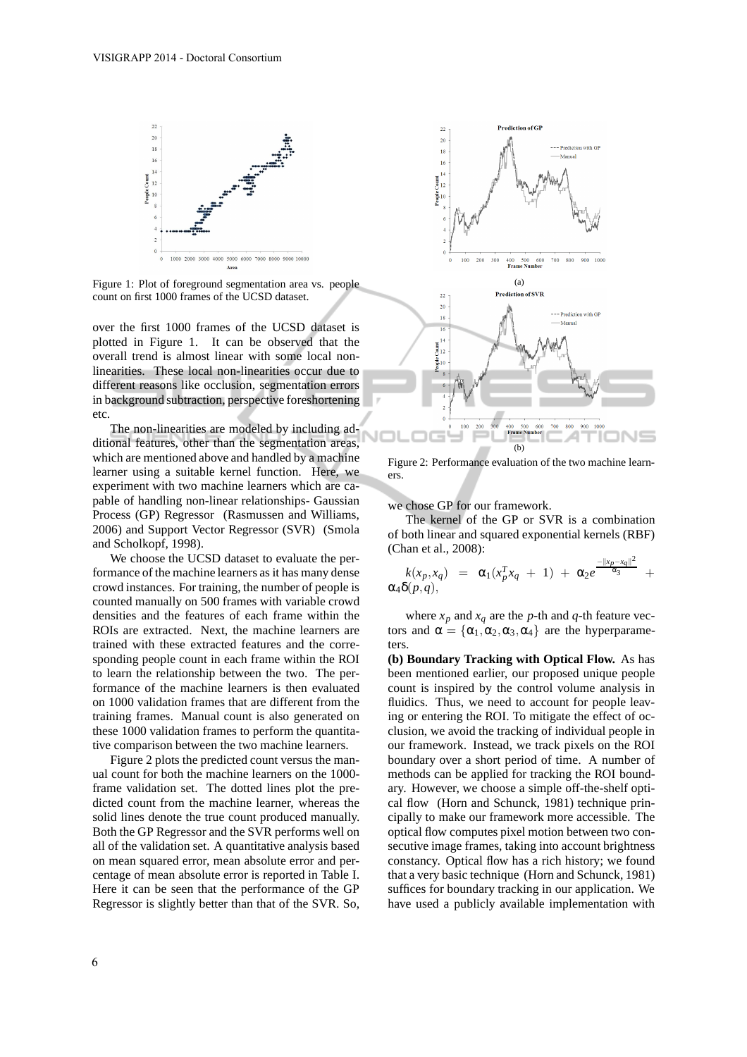Figure 1: Plot of foreground segmentation area vs. people count on first 1000 frames of the UCSD dataset.

over the first 1000 frames of the UCSD dataset is plotted in Figure 1. It can be observed that the overall trend is almost linear with some local non-linearities. These local non-linearities occur due to different reasons like occlusion, segmentation errors in background subtraction, perspective foreshortening etc.

The non-linearities are modeled by including additional features, other than the segmentation areas, which are mentioned above and handled by a machine learner using a suitable kernel function. Here, we experiment with two machine learners which are capable of handling non-linear relationships- Gaussian Process (GP) Regressor (Rasmussen and Williams, 2006) and Support Vector Regressor (SVR) (Smola and Scholkopf, 1998).

We choose the UCSD dataset to evaluate the performance of the machine learners as it has many dense crowd instances. For training, the number of people is counted manually on 500 frames with variable crowd densities and the features of each frame within the ROIs are extracted. Next, the machine learners are trained with these extracted features and the corresponding people count in each frame within the ROI to learn the relationship between the two. The performance of the machine learners is then evaluated on 1000 validation frames that are different from the training frames. Manual count is also generated on these 1000 validation frames to perform the quantitative comparison between the two machine learners.

Figure 2 plots the predicted count versus the manual count for both the machine learners on the 1000-frame validation set. The dotted lines plot the predicted count from the machine learner, whereas the solid lines denote the true count produced manually. Both the GP Regressor and the SVR performs well on all of the validation set. A quantitative analysis based on mean squared error, mean absolute error and percentage of mean absolute error is reported in Table I. Here it can be seen that the performance of the GP Regressor is slightly better than that of the SVR. So, we chose GP for our framework.

Figure 2: Performance evaluation of the two machine learners.

The kernel of the GP or SVR is a combination of both linear and squared exponential kernels (RBF) (Chan et al., 2008):

$$k(x_p,x_q) = \alpha_1(x_p^T x_q + 1) + \alpha_2 e^{\frac{-\|x_p-x_q\|^2}{\alpha_3}} + \alpha_4\delta(p,q),$$

where $x_p$ and $x_q$ are the $p$-th and $q$-th feature vectors and $\alpha = \{\alpha_1, \alpha_2, \alpha_3, \alpha_4\}$ are the hyperparameters.

**(b) Boundary Tracking with Optical Flow.** As has been mentioned earlier, our proposed unique people count is inspired by the control volume analysis in fluidics. Thus, we need to account for people leaving or entering the ROI. To mitigate the effect of occlusion, we avoid the tracking of individual people in our framework. Instead, we track pixels on the ROI boundary over a short period of time. A number of methods can be applied for tracking the ROI boundary. However, we choose a simple off-the-shelf optical flow (Horn and Schunck, 1981) technique principally to make our framework more accessible. The optical flow computes pixel motion between two consecutive image frames, taking into account brightness constancy. Optical flow has a rich history; we found that a very basic technique (Horn and Schunck, 1981) suffices for boundary tracking in our application. We have used a publicly available implementation with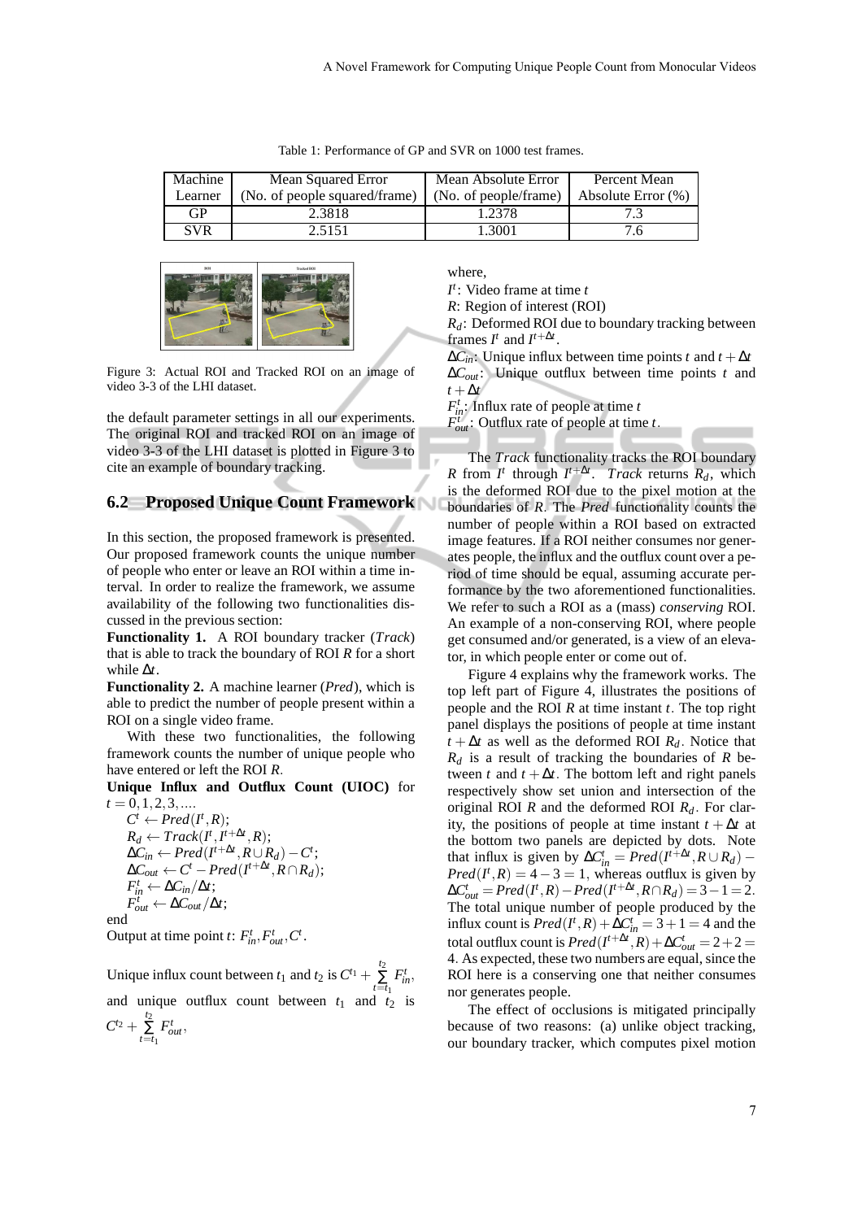Table 1: Performance of GP and SVR on 1000 test frames.

| Machine Learner | Mean Squared Error (No. of people squared/frame) | Mean Absolute Error (No. of people/frame) | Percent Mean Absolute Error (%) |
|---|---|---|---|
| GP | 2.3818 | 1.2378 | 7.3 |
| SVR | 2.5151 | 1.3001 | 7.6 |

Figure 3: Actual ROI and Tracked ROI on an image of video 3-3 of the LHI dataset.

the default parameter settings in all our experiments. The original ROI and tracked ROI on an image of video 3-3 of the LHI dataset is plotted in Figure 3 to cite an example of boundary tracking.

## 6.2 Proposed Unique Count Framework

In this section, the proposed framework is presented. Our proposed framework counts the unique number of people who enter or leave an ROI within a time interval. In order to realize the framework, we assume availability of the following two functionalities discussed in the previous section:

**Functionality 1.** A ROI boundary tracker (*Track*) that is able to track the boundary of ROI $R$ for a short while $\Delta t$.

**Functionality 2.** A machine learner (*Pred*), which is able to predict the number of people present within a ROI on a single video frame.

With these two functionalities, the following framework counts the number of unique people who have entered or left the ROI $R$.

**Unique Influx and Outflux Count (UIOC)** for $t = 0, 1, 2, 3, \ldots$

$C^t \leftarrow Pred(I^t, R)$;
$R_d \leftarrow Track(I^t, I^{t+\Delta t}, R)$;
$\Delta C_{in} \leftarrow Pred(I^{t+\Delta t}, R \cup R_d) - C^t$;
$\Delta C_{out} \leftarrow C^t - Pred(I^{t+\Delta t}, R \cap R_d)$;
$F_{in}^t \leftarrow \Delta C_{in}/\Delta t$;
$F_{out}^t \leftarrow \Delta C_{out}/\Delta t$;

end

Output at time point $t$: $F_{in}^t, F_{out}^t, C^t$.

Unique influx count between $t_1$ and $t_2$ is $C^{t_1} + \sum_{t=t_1}^{t_2} F_{in}^t$, and unique outflux count between $t_1$ and $t_2$ is $C^{t_2} + \sum_{t=t_1}^{t_2} F_{out}^t$,

where,
$I^t$: Video frame at time $t$
$R$: Region of interest (ROI)
$R_d$: Deformed ROI due to boundary tracking between frames $I^t$ and $I^{t+\Delta t}$.
$\Delta C_{in}$: Unique influx between time points $t$ and $t+\Delta t$
$\Delta C_{out}$: Unique outflux between time points $t$ and $t+\Delta t$
$F_{in}^t$: Influx rate of people at time $t$
$F_{out}^t$: Outflux rate of people at time $t$.

The *Track* functionality tracks the ROI boundary $R$ from $I^t$ through $I^{t+\Delta t}$. *Track* returns $R_d$, which is the deformed ROI due to the pixel motion at the boundaries of $R$. The *Pred* functionality counts the number of people within a ROI based on extracted image features. If a ROI neither consumes nor generates people, the influx and the outflux count over a period of time should be equal, assuming accurate performance by the two aforementioned functionalities. We refer to such a ROI as a (mass) *conserving* ROI. An example of a non-conserving ROI, where people get consumed and/or generated, is a view of an elevator, in which people enter or come out of.

Figure 4 explains why the framework works. The top left part of Figure 4, illustrates the positions of people and the ROI $R$ at time instant $t$. The top right panel displays the positions of people at time instant $t+\Delta t$ as well as the deformed ROI $R_d$. Notice that $R_d$ is a result of tracking the boundaries of $R$ between $t$ and $t+\Delta t$. The bottom left and right panels respectively show set union and intersection of the original ROI $R$ and the deformed ROI $R_d$. For clarity, the positions of people at time instant $t+\Delta t$ at the bottom two panels are depicted by dots. Note that influx is given by $\Delta C_{in}^t = Pred(I^{t+\Delta t}, R \cup R_d) - Pred(I^t, R) = 4 - 3 = 1$, whereas outflux is given by $\Delta C_{out}^t = Pred(I^t, R) - Pred(I^{t+\Delta t}, R \cap R_d) = 3 - 1 = 2$. The total unique number of people produced by the influx count is $Pred(I^t, R) + \Delta C_{in}^t = 3 + 1 = 4$ and the total outflux count is $Pred(I^{t+\Delta t}, R) + \Delta C_{out}^t = 2 + 2 = 4$. As expected, these two numbers are equal, since the ROI here is a conserving one that neither consumes nor generates people.

The effect of occlusions is mitigated principally because of two reasons: (a) unlike object tracking, our boundary tracker, which computes pixel motion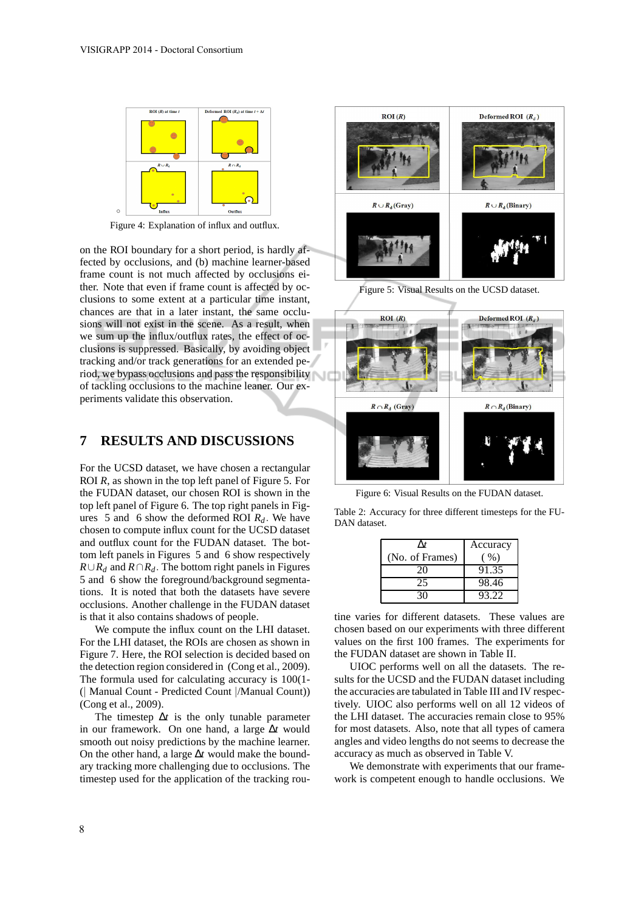Figure 4: Explanation of influx and outflux.

on the ROI boundary for a short period, is hardly affected by occlusions, and (b) machine learner-based frame count is not much affected by occlusions either. Note that even if frame count is affected by occlusions to some extent at a particular time instant, chances are that in a later instant, the same occlusions will not exist in the scene. As a result, when we sum up the influx/outflux rates, the effect of occlusions is suppressed. Basically, by avoiding object tracking and/or track generations for an extended period, we bypass occlusions and pass the responsibility of tackling occlusions to the machine leaner. Our experiments validate this observation.

## 7 RESULTS AND DISCUSSIONS

For the UCSD dataset, we have chosen a rectangular ROI $R$, as shown in the top left panel of Figure 5. For the FUDAN dataset, our chosen ROI is shown in the top left panel of Figure 6. The top right panels in Figures 5 and 6 show the deformed ROI $R_d$. We have chosen to compute influx count for the UCSD dataset and outflux count for the FUDAN dataset. The bottom left panels in Figures 5 and 6 show respectively $R \cup R_d$ and $R \cap R_d$. The bottom right panels in Figures 5 and 6 show the foreground/background segmentations. It is noted that both the datasets have severe occlusions. Another challenge in the FUDAN dataset is that it also contains shadows of people.

We compute the influx count on the LHI dataset. For the LHI dataset, the ROIs are chosen as shown in Figure 7. Here, the ROI selection is decided based on the detection region considered in (Cong et al., 2009). The formula used for calculating accuracy is 100(1-(| Manual Count - Predicted Count |/Manual Count)) (Cong et al., 2009).

The timestep $\Delta t$ is the only tunable parameter in our framework. On one hand, a large $\Delta t$ would smooth out noisy predictions by the machine learner. On the other hand, a large $\Delta t$ would make the boundary tracking more challenging due to occlusions. The timestep used for the application of the tracking routine varies for different datasets. These values are chosen based on our experiments with three different values on the first 100 frames. The experiments for the FUDAN dataset are shown in Table II.

Figure 5: Visual Results on the UCSD dataset.

Figure 6: Visual Results on the FUDAN dataset.

Table 2: Accuracy for three different timesteps for the FUDAN dataset.

| $\Delta t$ (No. of Frames) | Accuracy (%) |
|---|---|
| 20 | 91.35 |
| 25 | 98.46 |
| 30 | 93.22 |

UIOC performs well on all the datasets. The results for the UCSD and the FUDAN dataset including the accuracies are tabulated in Table III and IV respectively. UIOC also performs well on all 12 videos of the LHI dataset. The accuracies remain close to 95% for most datasets. Also, note that all types of camera angles and video lengths do not seems to decrease the accuracy as much as observed in Table V.

We demonstrate with experiments that our framework is competent enough to handle occlusions. We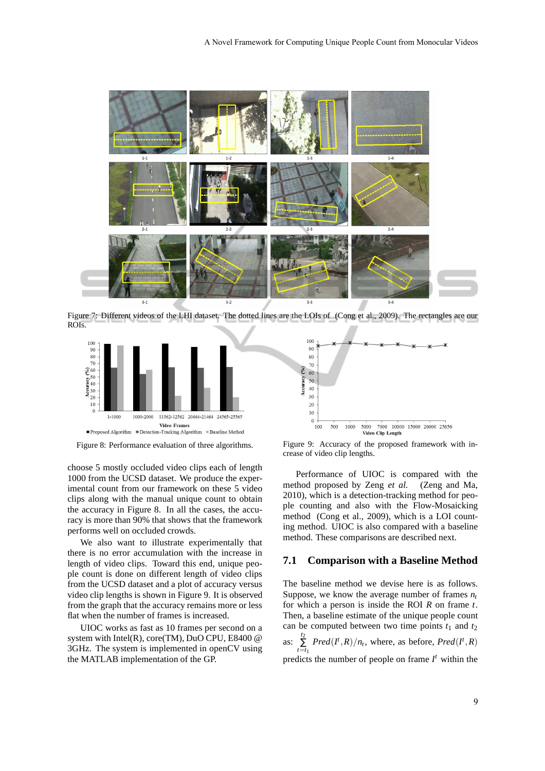Figure 7: Different videos of the LHI dataset. The dotted lines are the LOIs of (Cong et al., 2009). The rectangles are our ROIs.

Figure 8: Performance evaluation of three algorithms.

Figure 9: Accuracy of the proposed framework with increase of video clip lengths.

choose 5 mostly occluded video clips each of length 1000 from the UCSD dataset. We produce the experimental count from our framework on these 5 video clips along with the manual unique count to obtain the accuracy in Figure 8. In all the cases, the accuracy is more than 90% that shows that the framework performs well on occluded crowds.

We also want to illustrate experimentally that there is no error accumulation with the increase in length of video clips. Toward this end, unique people count is done on different length of video clips from the UCSD dataset and a plot of accuracy versus video clip lengths is shown in Figure 9. It is observed from the graph that the accuracy remains more or less flat when the number of frames is increased.

UIOC works as fast as 10 frames per second on a system with Intel(R), core(TM), DuO CPU, E8400 @ 3GHz. The system is implemented in openCV using the MATLAB implementation of the GP.

Performance of UIOC is compared with the method proposed by Zeng *et al.* (Zeng and Ma, 2010), which is a detection-tracking method for people counting and also with the Flow-Mosaicking method (Cong et al., 2009), which is a LOI counting method. UIOC is also compared with a baseline method. These comparisons are described next.

## 7.1 Comparison with a Baseline Method

The baseline method we devise here is as follows. Suppose, we know the average number of frames $n_t$ for which a person is inside the ROI $R$ on frame $t$. Then, a baseline estimate of the unique people count can be computed between two time points $t_1$ and $t_2$ as: $\sum_{t=t_1}^{t_2} Pred(I^t, R)/n_t$, where, as before, $Pred(I^t, R)$ predicts the number of people on frame $I^t$ within the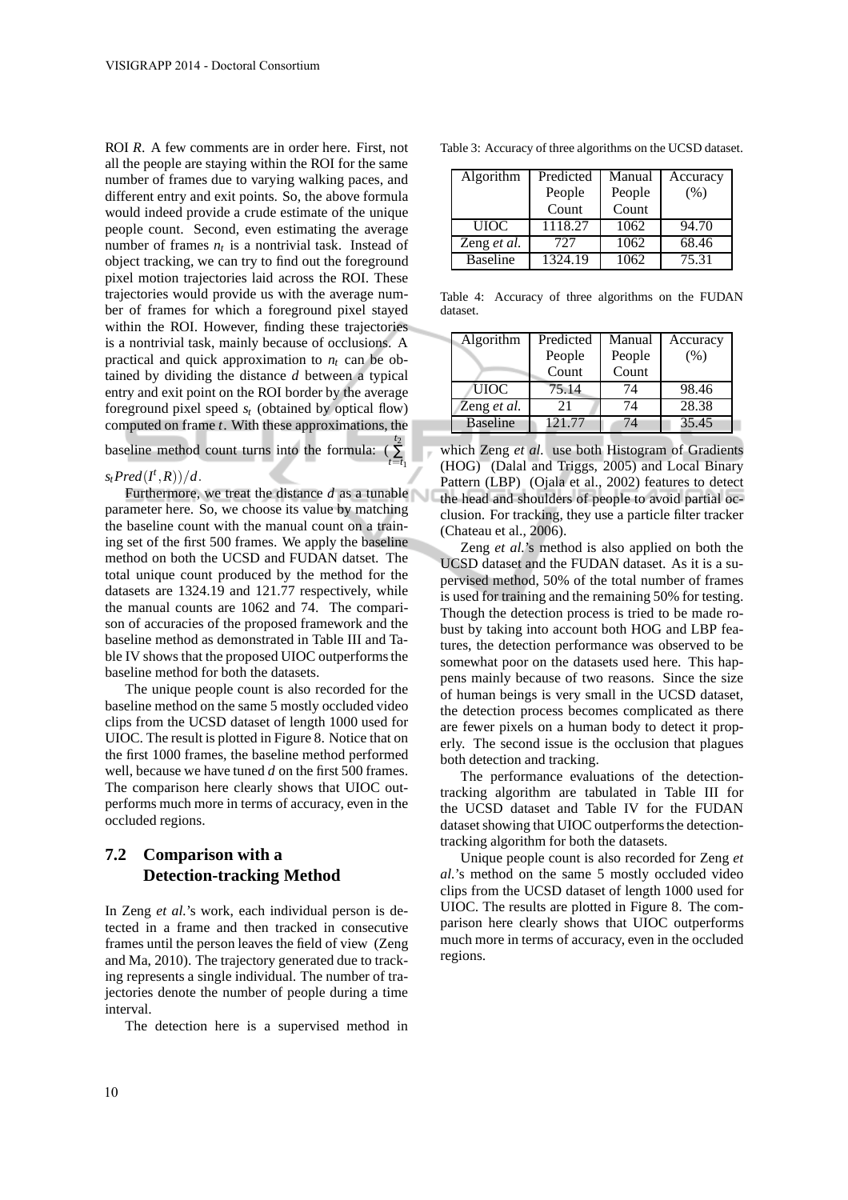ROI $R$. A few comments are in order here. First, not all the people are staying within the ROI for the same number of frames due to varying walking paces, and different entry and exit points. So, the above formula would indeed provide a crude estimate of the unique people count. Second, even estimating the average number of frames $n_t$ is a nontrivial task. Instead of object tracking, we can try to find out the foreground pixel motion trajectories laid across the ROI. These trajectories would provide us with the average number of frames for which a foreground pixel stayed within the ROI. However, finding these trajectories is a nontrivial task, mainly because of occlusions. A practical and quick approximation to $n_t$ can be obtained by dividing the distance $d$ between a typical entry and exit point on the ROI border by the average foreground pixel speed $s_t$ (obtained by optical flow) computed on frame $t$. With these approximations, the baseline method count turns into the formula: $(\sum_{t=t_1}^{t_2} s_t Pred(I^t, R))/d$.

Furthermore, we treat the distance $d$ as a tunable parameter here. So, we choose its value by matching the baseline count with the manual count on a training set of the first 500 frames. We apply the baseline method on both the UCSD and FUDAN datset. The total unique count produced by the method for the datasets are 1324.19 and 121.77 respectively, while the manual counts are 1062 and 74. The comparison of accuracies of the proposed framework and the baseline method as demonstrated in Table III and Table IV shows that the proposed UIOC outperforms the baseline method for both the datasets.

The unique people count is also recorded for the baseline method on the same 5 mostly occluded video clips from the UCSD dataset of length 1000 used for UIOC. The result is plotted in Figure 8. Notice that on the first 1000 frames, the baseline method performed well, because we have tuned $d$ on the first 500 frames. The comparison here clearly shows that UIOC outperforms much more in terms of accuracy, even in the occluded regions.

## 7.2 Comparison with a Detection-tracking Method

In Zeng *et al.*'s work, each individual person is detected in a frame and then tracked in consecutive frames until the person leaves the field of view (Zeng and Ma, 2010). The trajectory generated due to tracking represents a single individual. The number of trajectories denote the number of people during a time interval.

The detection here is a supervised method in which Zeng *et al.* use both Histogram of Gradients (HOG) (Dalal and Triggs, 2005) and Local Binary Pattern (LBP) (Ojala et al., 2002) features to detect the head and shoulders of people to avoid partial occlusion. For tracking, they use a particle filter tracker (Chateau et al., 2006).

Zeng *et al.*'s method is also applied on both the UCSD dataset and the FUDAN dataset. As it is a supervised method, 50% of the total number of frames is used for training and the remaining 50% for testing. Though the detection process is tried to be made robust by taking into account both HOG and LBP features, the detection performance was observed to be somewhat poor on the datasets used here. This happens mainly because of two reasons. Since the size of human beings is very small in the UCSD dataset, the detection process becomes complicated as there are fewer pixels on a human body to detect it properly. The second issue is the occlusion that plagues both detection and tracking.

The performance evaluations of the detection-tracking algorithm are tabulated in Table III for the UCSD dataset and Table IV for the FUDAN dataset showing that UIOC outperforms the detection-tracking algorithm for both the datasets.

Unique people count is also recorded for Zeng *et al.*'s method on the same 5 mostly occluded video clips from the UCSD dataset of length 1000 used for UIOC. The results are plotted in Figure 8. The comparison here clearly shows that UIOC outperforms much more in terms of accuracy, even in the occluded regions.

Table 3: Accuracy of three algorithms on the UCSD dataset.

| Algorithm | Predicted People Count | Manual People Count | Accuracy (%) |
|---|---|---|---|
| UIOC | 1118.27 | 1062 | 94.70 |
| Zeng *et al.* | 727 | 1062 | 68.46 |
| Baseline | 1324.19 | 1062 | 75.31 |

Table 4: Accuracy of three algorithms on the FUDAN dataset.

| Algorithm | Predicted People Count | Manual People Count | Accuracy (%) |
|---|---|---|---|
| UIOC | 75.14 | 74 | 98.46 |
| Zeng *et al.* | 21 | 74 | 28.38 |
| Baseline | 121.77 | 74 | 35.45 |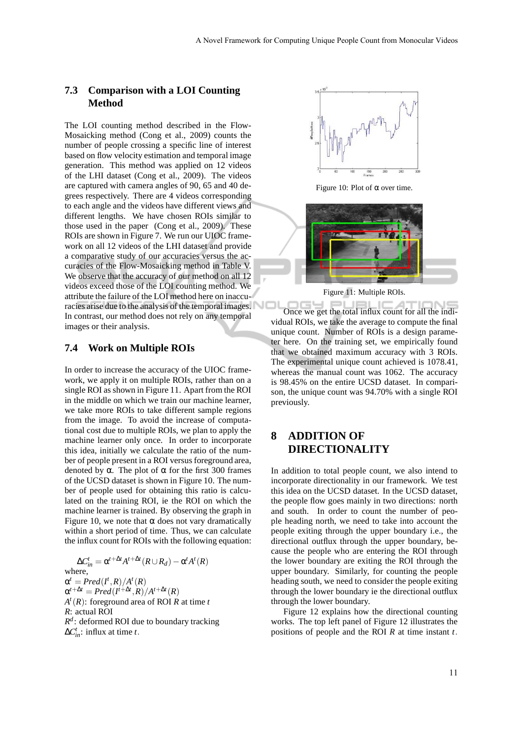### 7.3 Comparison with a LOI Counting Method

The LOI counting method described in the Flow-Mosaicking method (Cong et al., 2009) counts the number of people crossing a specific line of interest based on flow velocity estimation and temporal image generation. This method was applied on 12 videos of the LHI dataset (Cong et al., 2009). The videos are captured with camera angles of 90, 65 and 40 degrees respectively. There are 4 videos corresponding to each angle and the videos have different views and different lengths. We have chosen ROIs similar to those used in the paper (Cong et al., 2009). These ROIs are shown in Figure 7. We run our UIOC framework on all 12 videos of the LHI dataset and provide a comparative study of our accuracies versus the accuracies of the Flow-Mosaicking method in Table V. We observe that the accuracy of our method on all 12 videos exceed those of the LOI counting method. We attribute the failure of the LOI method here on inaccuracies arise due to the analysis of the temporal images. In contrast, our method does not rely on any temporal images or their analysis.

### 7.4 Work on Multiple ROIs

In order to increase the accuracy of the UIOC framework, we apply it on multiple ROIs, rather than on a single ROI as shown in Figure 11. Apart from the ROI in the middle on which we train our machine learner, we take more ROIs to take different sample regions from the image. To avoid the increase of computational cost due to multiple ROIs, we plan to apply the machine learner only once. In order to incorporate this idea, initially we calculate the ratio of the number of people present in a ROI versus foreground area, denoted by $\alpha$. The plot of $\alpha$ for the first 300 frames of the UCSD dataset is shown in Figure 10. The number of people used for obtaining this ratio is calculated on the training ROI, ie the ROI on which the machine learner is trained. By observing the graph in Figure 10, we note that $\alpha$ does not vary dramatically within a short period of time. Thus, we can calculate the influx count for ROIs with the following equation:

$$\Delta C_{in}^{t} = \alpha^{t+\Delta t} A^{t+\Delta t}(R \cup R_d) - \alpha^{t} A^{t}(R)$$

where,
$\alpha^t = Pred(I^t, R)/A^t(R)$
$\alpha^{t+\Delta t} = Pred(I^{t+\Delta t}, R)/A^{t+\Delta t}(R)$
$A^t(R)$: foreground area of ROI $R$ at time $t$
$R$: actual ROI
$R^d$: deformed ROI due to boundary tracking
$\Delta C_{in}^{t}$: influx at time $t$.

Figure 10: Plot of $\alpha$ over time.

Figure 11: Multiple ROIs.

Once we get the total influx count for all the individual ROIs, we take the average to compute the final unique count. Number of ROIs is a design parameter here. On the training set, we empirically found that we obtained maximum accuracy with 3 ROIs. The experimental unique count achieved is 1078.41, whereas the manual count was 1062. The accuracy is 98.45% on the entire UCSD dataset. In comparison, the unique count was 94.70% with a single ROI previously.

## 8 ADDITION OF DIRECTIONALITY

In addition to total people count, we also intend to incorporate directionality in our framework. We test this idea on the UCSD dataset. In the UCSD dataset, the people flow goes mainly in two directions: north and south. In order to count the number of people heading north, we need to take into account the people exiting through the upper boundary i.e., the directional outflux through the upper boundary, because the people who are entering the ROI through the lower boundary are exiting the ROI through the upper boundary. Similarly, for counting the people heading south, we need to consider the people exiting through the lower boundary ie the directional outflux through the lower boundary.

Figure 12 explains how the directional counting works. The top left panel of Figure 12 illustrates the positions of people and the ROI $R$ at time instant $t$.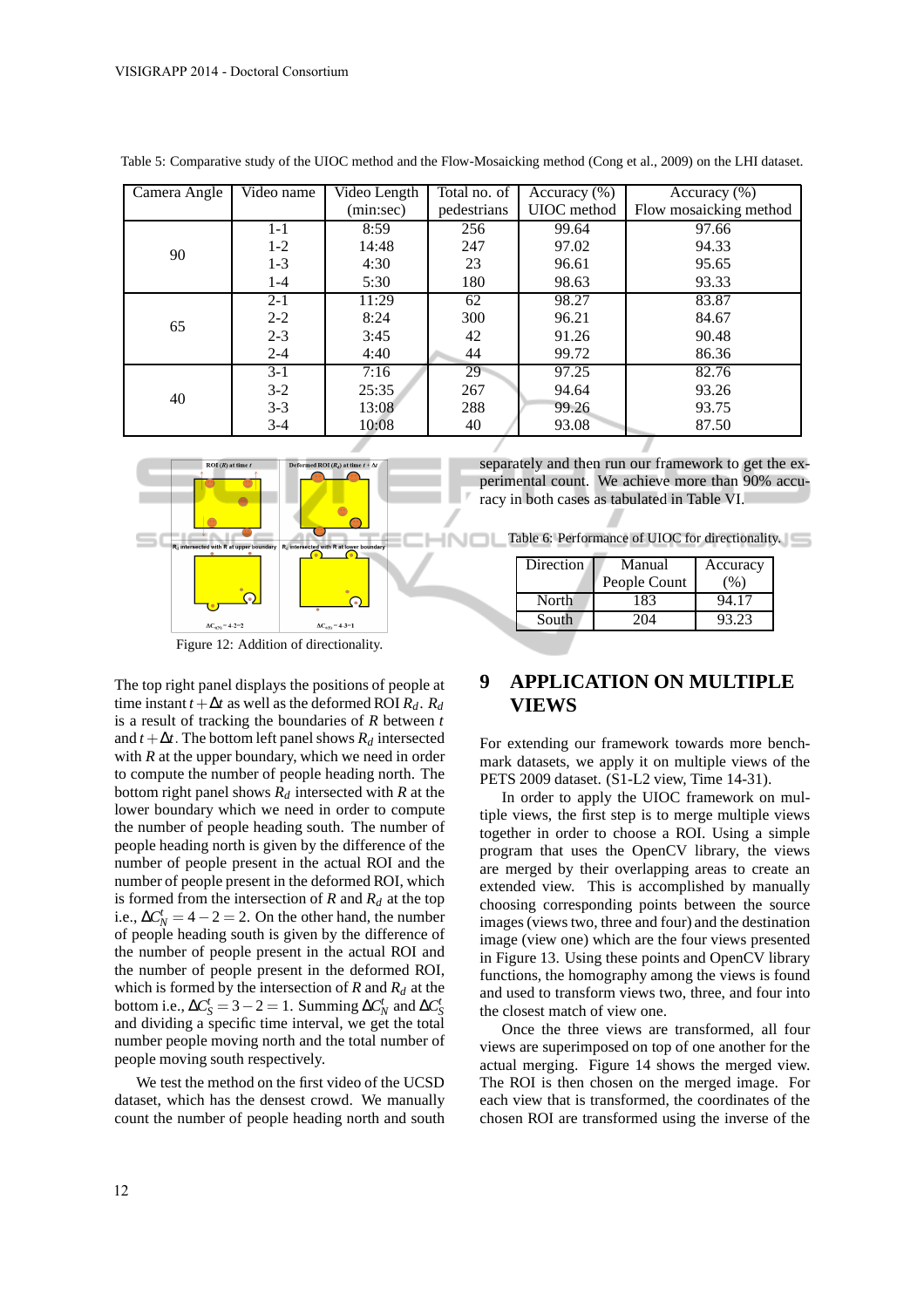Table 5: Comparative study of the UIOC method and the Flow-Mosaicking method (Cong et al., 2009) on the LHI dataset.

| Camera Angle | Video name | Video Length (min:sec) | Total no. of pedestrians | Accuracy (%) UIOC method | Accuracy (%) Flow mosaicking method |
|---|---|---|---|---|---|
| 90 | 1-1 | 8:59 | 256 | 99.64 | 97.66 |
| | 1-2 | 14:48 | 247 | 97.02 | 94.33 |
| | 1-3 | 4:30 | 23 | 96.61 | 95.65 |
| | 1-4 | 5:30 | 180 | 98.63 | 93.33 |
| 65 | 2-1 | 11:29 | 62 | 98.27 | 83.87 |
| | 2-2 | 8:24 | 300 | 96.21 | 84.67 |
| | 2-3 | 3:45 | 42 | 91.26 | 90.48 |
| | 2-4 | 4:40 | 44 | 99.72 | 86.36 |
| 40 | 3-1 | 7:16 | 29 | 97.25 | 82.76 |
| | 3-2 | 25:35 | 267 | 94.64 | 93.26 |
| | 3-3 | 13:08 | 288 | 99.26 | 93.75 |
| | 3-4 | 10:08 | 40 | 93.08 | 87.50 |

Figure 12: Addition of directionality.

The top right panel displays the positions of people at time instant $t+\Delta t$ as well as the deformed ROI $R_d$. $R_d$ is a result of tracking the boundaries of $R$ between $t$ and $t+\Delta t$. The bottom left panel shows $R_d$ intersected with $R$ at the upper boundary, which we need in order to compute the number of people heading north. The bottom right panel shows $R_d$ intersected with $R$ at the lower boundary which we need in order to compute the number of people heading south. The number of people heading north is given by the difference of the number of people present in the actual ROI and the number of people present in the deformed ROI, which is formed from the intersection of $R$ and $R_d$ at the top i.e., $\Delta C_N^t = 4-2 = 2$. On the other hand, the number of people heading south is given by the difference of the number of people present in the actual ROI and the number of people present in the deformed ROI, which is formed by the intersection of $R$ and $R_d$ at the bottom i.e., $\Delta C_S^t = 3-2 = 1$. Summing $\Delta C_N^t$ and $\Delta C_S^t$ and dividing a specific time interval, we get the total number people moving north and the total number of people moving south respectively.

We test the method on the first video of the UCSD dataset, which has the densest crowd. We manually count the number of people heading north and south separately and then run our framework to get the experimental count. We achieve more than 90% accuracy in both cases as tabulated in Table VI.

Table 6: Performance of UIOC for directionality.

| Direction | Manual People Count | Accuracy (%) |
|---|---|---|
| North | 183 | 94.17 |
| South | 204 | 93.23 |

## 9 APPLICATION ON MULTIPLE VIEWS

For extending our framework towards more benchmark datasets, we apply it on multiple views of the PETS 2009 dataset. (S1-L2 view, Time 14-31).

In order to apply the UIOC framework on multiple views, the first step is to merge multiple views together in order to choose a ROI. Using a simple program that uses the OpenCV library, the views are merged by their overlapping areas to create an extended view. This is accomplished by manually choosing corresponding points between the source images (views two, three and four) and the destination image (view one) which are the four views presented in Figure 13. Using these points and OpenCV library functions, the homography among the views is found and used to transform views two, three, and four into the closest match of view one.

Once the three views are transformed, all four views are superimposed on top of one another for the actual merging. Figure 14 shows the merged view. The ROI is then chosen on the merged image. For each view that is transformed, the coordinates of the chosen ROI are transformed using the inverse of the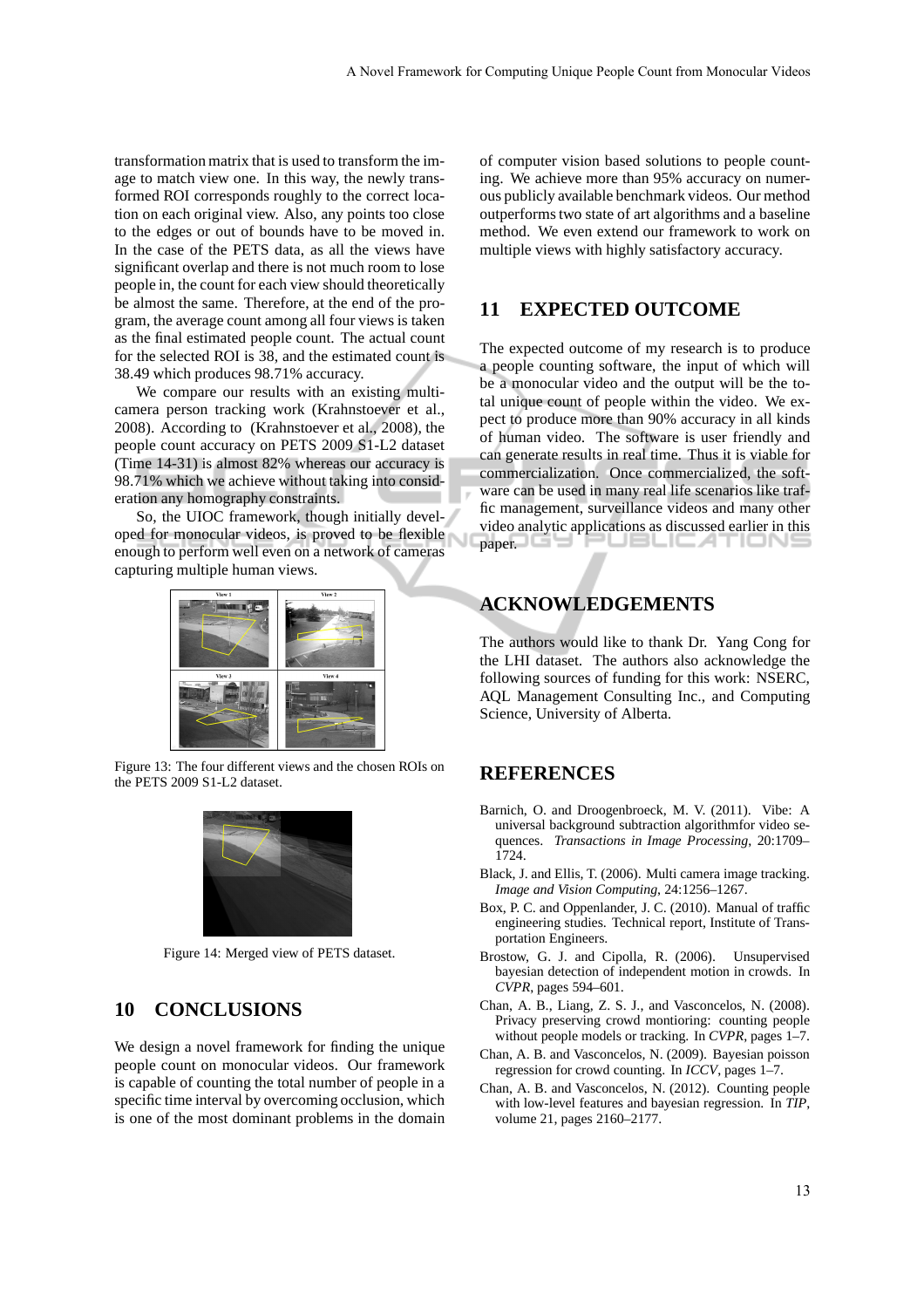transformation matrix that is used to transform the image to match view one. In this way, the newly transformed ROI corresponds roughly to the correct location on each original view. Also, any points too close to the edges or out of bounds have to be moved in. In the case of the PETS data, as all the views have significant overlap and there is not much room to lose people in, the count for each view should theoretically be almost the same. Therefore, at the end of the program, the average count among all four views is taken as the final estimated people count. The actual count for the selected ROI is 38, and the estimated count is 38.49 which produces 98.71% accuracy.

We compare our results with an existing multi-camera person tracking work (Krahnstoever et al., 2008). According to (Krahnstoever et al., 2008), the people count accuracy on PETS 2009 S1-L2 dataset (Time 14-31) is almost 82% whereas our accuracy is 98.71% which we achieve without taking into consideration any homography constraints.

So, the UIOC framework, though initially developed for monocular videos, is proved to be flexible enough to perform well even on a network of cameras capturing multiple human views.

Figure 13: The four different views and the chosen ROIs on the PETS 2009 S1-L2 dataset.

Figure 14: Merged view of PETS dataset.

## 10 CONCLUSIONS

We design a novel framework for finding the unique people count on monocular videos. Our framework is capable of counting the total number of people in a specific time interval by overcoming occlusion, which is one of the most dominant problems in the domain of computer vision based solutions to people counting. We achieve more than 95% accuracy on numerous publicly available benchmark videos. Our method outperforms two state of art algorithms and a baseline method. We even extend our framework to work on multiple views with highly satisfactory accuracy.

## 11 EXPECTED OUTCOME

The expected outcome of my research is to produce a people counting software, the input of which will be a monocular video and the output will be the total unique count of people within the video. We expect to produce more than 90% accuracy in all kinds of human video. The software is user friendly and can generate results in real time. Thus it is viable for commercialization. Once commercialized, the software can be used in many real life scenarios like traffic management, surveillance videos and many other video analytic applications as discussed earlier in this paper.

## ACKNOWLEDGEMENTS

The authors would like to thank Dr. Yang Cong for the LHI dataset. The authors also acknowledge the following sources of funding for this work: NSERC, AQL Management Consulting Inc., and Computing Science, University of Alberta.

## REFERENCES

Barnich, O. and Droogenbroeck, M. V. (2011). Vibe: A universal background subtraction algorithmfor video sequences. *Transactions in Image Processing*, 20:1709–1724.

Black, J. and Ellis, T. (2006). Multi camera image tracking. *Image and Vision Computing*, 24:1256–1267.

Box, P. C. and Oppenlander, J. C. (2010). Manual of traffic engineering studies. Technical report, Institute of Transportation Engineers.

Brostow, G. J. and Cipolla, R. (2006). Unsupervised bayesian detection of independent motion in crowds. In *CVPR*, pages 594–601.

Chan, A. B., Liang, Z. S. J., and Vasconcelos, N. (2008). Privacy preserving crowd montioring: counting people without people models or tracking. In *CVPR*, pages 1–7.

Chan, A. B. and Vasconcelos, N. (2009). Bayesian poisson regression for crowd counting. In *ICCV*, pages 1–7.

Chan, A. B. and Vasconcelos, N. (2012). Counting people with low-level features and bayesian regression. In *TIP*, volume 21, pages 2160–2177.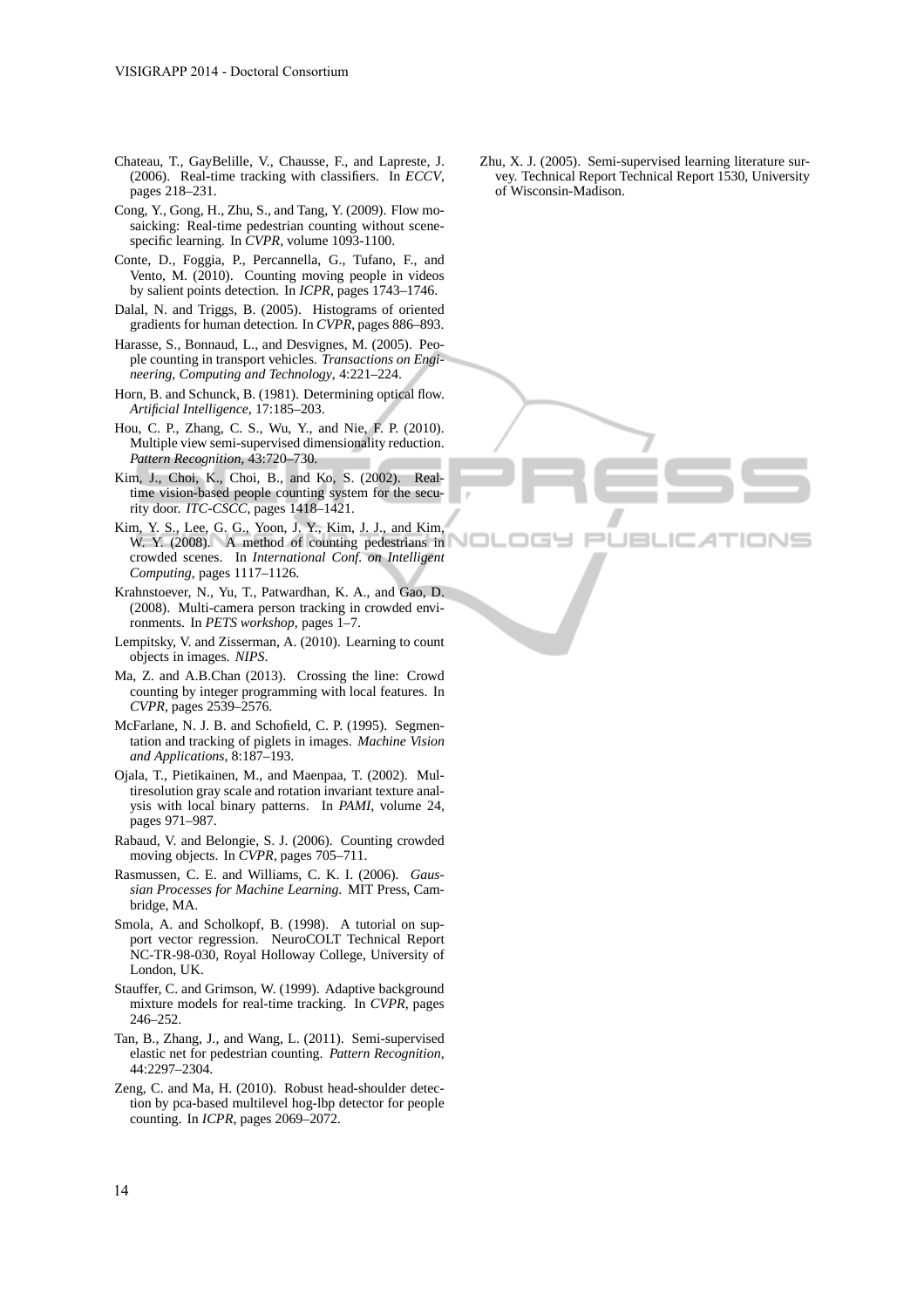Chateau, T., GayBelille, V., Chausse, F., and Lapreste, J. (2006). Real-time tracking with classifiers. In *ECCV*, pages 218–231.

Cong, Y., Gong, H., Zhu, S., and Tang, Y. (2009). Flow mosaicking: Real-time pedestrian counting without scene-specific learning. In *CVPR*, volume 1093-1100.

Conte, D., Foggia, P., Percannella, G., Tufano, F., and Vento, M. (2010). Counting moving people in videos by salient points detection. In *ICPR*, pages 1743–1746.

Dalal, N. and Triggs, B. (2005). Histograms of oriented gradients for human detection. In *CVPR*, pages 886–893.

Harasse, S., Bonnaud, L., and Desvignes, M. (2005). People counting in transport vehicles. *Transactions on Engineering, Computing and Technology*, 4:221–224.

Horn, B. and Schunck, B. (1981). Determining optical flow. *Artificial Intelligence*, 17:185–203.

Hou, C. P., Zhang, C. S., Wu, Y., and Nie, F. P. (2010). Multiple view semi-supervised dimensionality reduction. *Pattern Recognition*, 43:720–730.

Kim, J., Choi, K., Choi, B., and Ko, S. (2002). Real-time vision-based people counting system for the security door. *ITC-CSCC*, pages 1418–1421.

Kim, Y. S., Lee, G. G., Yoon, J. Y., Kim, J. J., and Kim, W. Y. (2008). A method of counting pedestrians in crowded scenes. In *International Conf. on Intelligent Computing*, pages 1117–1126.

Krahnstoever, N., Yu, T., Patwardhan, K. A., and Gao, D. (2008). Multi-camera person tracking in crowded environments. In *PETS workshop*, pages 1–7.

Lempitsky, V. and Zisserman, A. (2010). Learning to count objects in images. *NIPS*.

Ma, Z. and A.B.Chan (2013). Crossing the line: Crowd counting by integer programming with local features. In *CVPR*, pages 2539–2576.

McFarlane, N. J. B. and Schofield, C. P. (1995). Segmentation and tracking of piglets in images. *Machine Vision and Applications*, 8:187–193.

Ojala, T., Pietikainen, M., and Maenpaa, T. (2002). Multiresolution gray scale and rotation invariant texture analysis with local binary patterns. In *PAMI*, volume 24, pages 971–987.

Rabaud, V. and Belongie, S. J. (2006). Counting crowded moving objects. In *CVPR*, pages 705–711.

Rasmussen, C. E. and Williams, C. K. I. (2006). *Gaussian Processes for Machine Learning*. MIT Press, Cambridge, MA.

Smola, A. and Scholkopf, B. (1998). A tutorial on support vector regression. NeuroCOLT Technical Report NC-TR-98-030, Royal Holloway College, University of London, UK.

Stauffer, C. and Grimson, W. (1999). Adaptive background mixture models for real-time tracking. In *CVPR*, pages 246–252.

Tan, B., Zhang, J., and Wang, L. (2011). Semi-supervised elastic net for pedestrian counting. *Pattern Recognition*, 44:2297–2304.

Zeng, C. and Ma, H. (2010). Robust head-shoulder detection by pca-based multilevel hog-lbp detector for people counting. In *ICPR*, pages 2069–2072.

Zhu, X. J. (2005). Semi-supervised learning literature survey. Technical Report Technical Report 1530, University of Wisconsin-Madison.